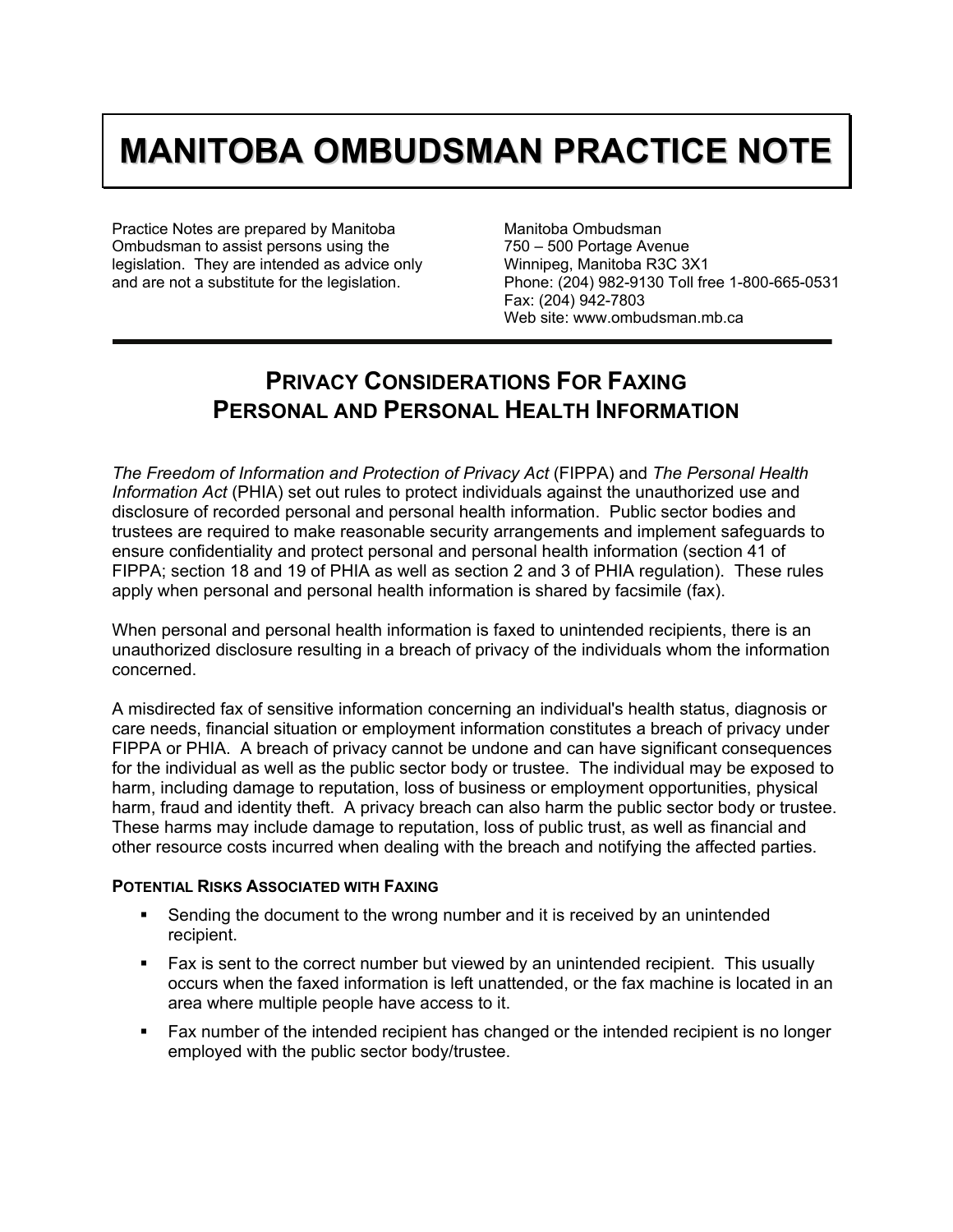# MANITOBA OMBUDSMAN PRACTICE NOTE

Practice Notes are prepared by Manitoba Ombudsman to assist persons using the legislation. They are intended as advice only and are not a substitute for the legislation.

Manitoba Ombudsman
750 – 500 Portage Avenue
Winnipeg, Manitoba R3C 3X1
Phone: (204) 982-9130 Toll free 1-800-665-0531
Fax: (204) 942-7803
Web site: www.ombudsman.mb.ca

---

## PRIVACY CONSIDERATIONS FOR FAXING PERSONAL AND PERSONAL HEALTH INFORMATION

*The Freedom of Information and Protection of Privacy Act* (FIPPA) and *The Personal Health Information Act* (PHIA) set out rules to protect individuals against the unauthorized use and disclosure of recorded personal and personal health information. Public sector bodies and trustees are required to make reasonable security arrangements and implement safeguards to ensure confidentiality and protect personal and personal health information (section 41 of FIPPA; section 18 and 19 of PHIA as well as section 2 and 3 of PHIA regulation). These rules apply when personal and personal health information is shared by facsimile (fax).

When personal and personal health information is faxed to unintended recipients, there is an unauthorized disclosure resulting in a breach of privacy of the individuals whom the information concerned.

A misdirected fax of sensitive information concerning an individual's health status, diagnosis or care needs, financial situation or employment information constitutes a breach of privacy under FIPPA or PHIA. A breach of privacy cannot be undone and can have significant consequences for the individual as well as the public sector body or trustee. The individual may be exposed to harm, including damage to reputation, loss of business or employment opportunities, physical harm, fraud and identity theft. A privacy breach can also harm the public sector body or trustee. These harms may include damage to reputation, loss of public trust, as well as financial and other resource costs incurred when dealing with the breach and notifying the affected parties.

### POTENTIAL RISKS ASSOCIATED WITH FAXING

- Sending the document to the wrong number and it is received by an unintended recipient.
- Fax is sent to the correct number but viewed by an unintended recipient. This usually occurs when the faxed information is left unattended, or the fax machine is located in an area where multiple people have access to it.
- Fax number of the intended recipient has changed or the intended recipient is no longer employed with the public sector body/trustee.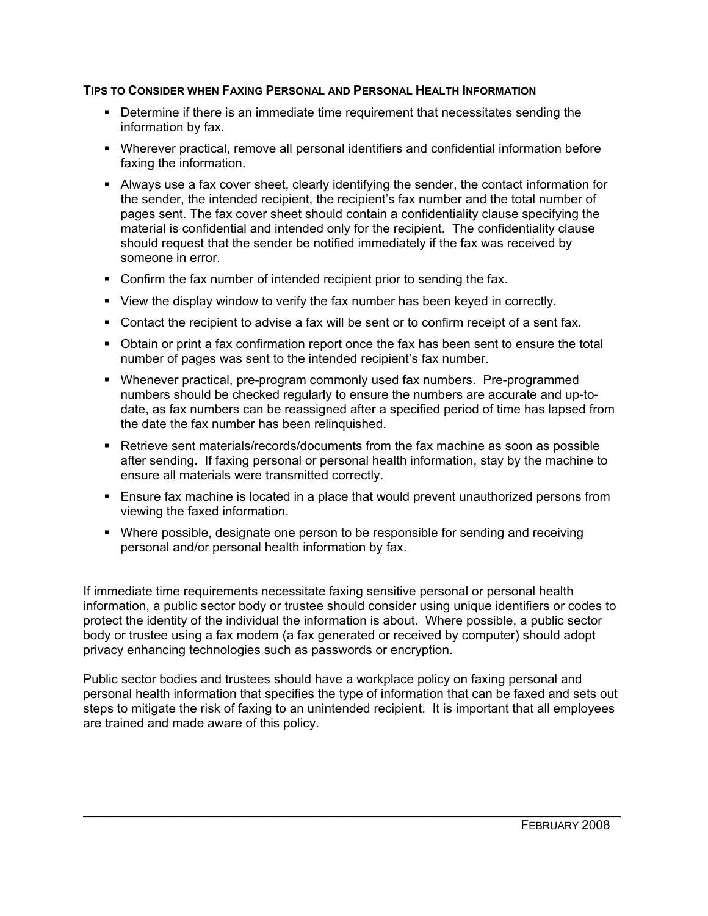### Tips to Consider when Faxing Personal and Personal Health Information

- Determine if there is an immediate time requirement that necessitates sending the information by fax.
- Wherever practical, remove all personal identifiers and confidential information before faxing the information.
- Always use a fax cover sheet, clearly identifying the sender, the contact information for the sender, the intended recipient, the recipient's fax number and the total number of pages sent. The fax cover sheet should contain a confidentiality clause specifying the material is confidential and intended only for the recipient. The confidentiality clause should request that the sender be notified immediately if the fax was received by someone in error.
- Confirm the fax number of intended recipient prior to sending the fax.
- View the display window to verify the fax number has been keyed in correctly.
- Contact the recipient to advise a fax will be sent or to confirm receipt of a sent fax.
- Obtain or print a fax confirmation report once the fax has been sent to ensure the total number of pages was sent to the intended recipient's fax number.
- Whenever practical, pre-program commonly used fax numbers. Pre-programmed numbers should be checked regularly to ensure the numbers are accurate and up-to-date, as fax numbers can be reassigned after a specified period of time has lapsed from the date the fax number has been relinquished.
- Retrieve sent materials/records/documents from the fax machine as soon as possible after sending. If faxing personal or personal health information, stay by the machine to ensure all materials were transmitted correctly.
- Ensure fax machine is located in a place that would prevent unauthorized persons from viewing the faxed information.
- Where possible, designate one person to be responsible for sending and receiving personal and/or personal health information by fax.

If immediate time requirements necessitate faxing sensitive personal or personal health information, a public sector body or trustee should consider using unique identifiers or codes to protect the identity of the individual the information is about. Where possible, a public sector body or trustee using a fax modem (a fax generated or received by computer) should adopt privacy enhancing technologies such as passwords or encryption.

Public sector bodies and trustees should have a workplace policy on faxing personal and personal health information that specifies the type of information that can be faxed and sets out steps to mitigate the risk of faxing to an unintended recipient. It is important that all employees are trained and made aware of this policy.

February 2008